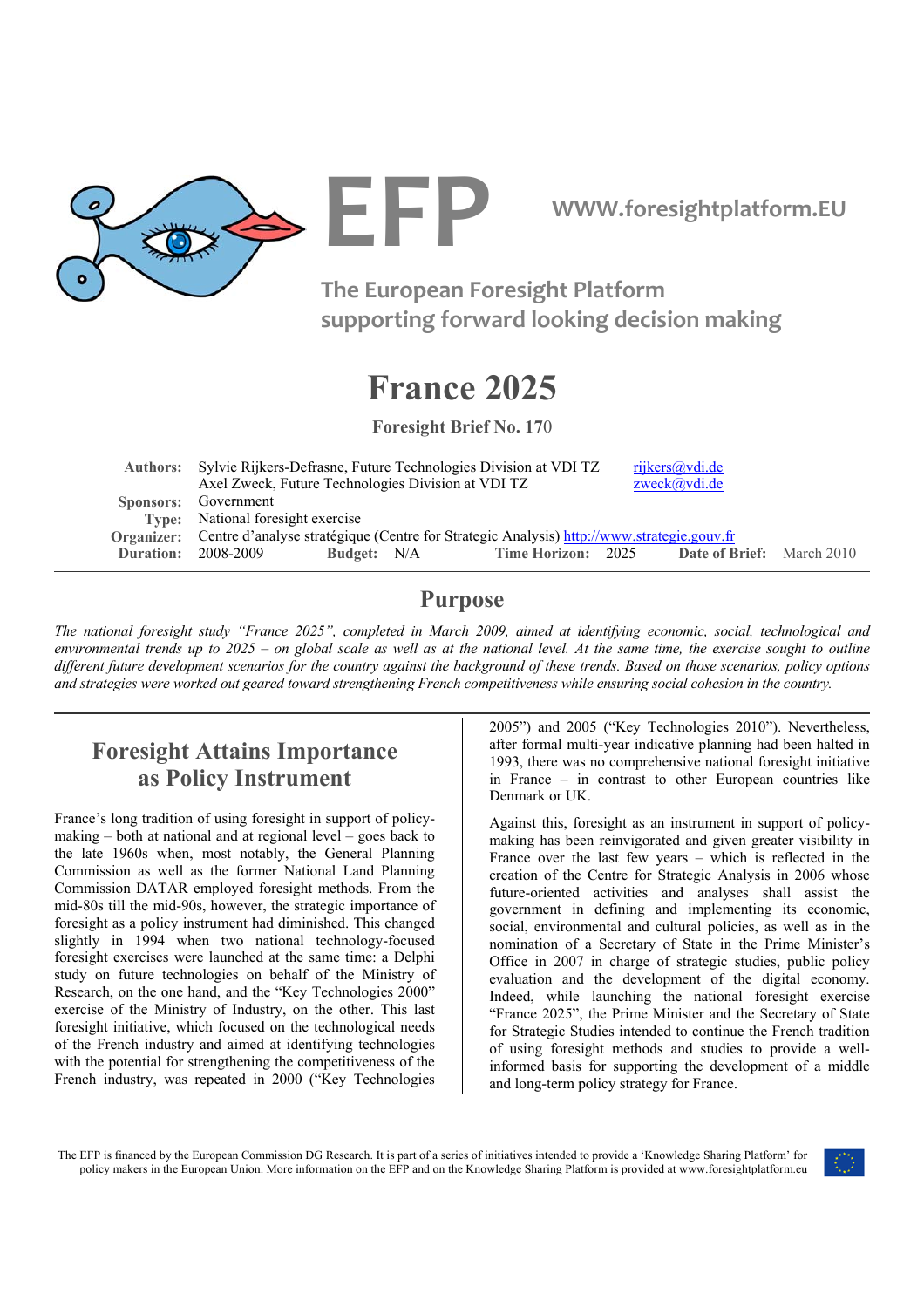# EFP

**WWW.foresightplatform.EU**

**The European Foresight Platform supporting forward looking decision making**

# France 2025

**Foresight Brief No. 170**

| | | | | |
|---|---|---|---|---|
| **Authors:** | Sylvie Rijkers-Defrasne, Future Technologies Division at VDI TZ | rijkers@vdi.de | | |
| | Axel Zweck, Future Technologies Division at VDI TZ | zweck@vdi.de | | |
| **Sponsors:** | Government | | | |
| **Type:** | National foresight exercise | | | |
| **Organizer:** | Centre d'analyse stratégique (Centre for Strategic Analysis) http://www.strategie.gouv.fr | | | |
| **Duration:** | 2008-2009 | **Budget:** N/A | **Time Horizon:** 2025 | **Date of Brief:** March 2010 |

## Purpose

*The national foresight study "France 2025", completed in March 2009, aimed at identifying economic, social, technological and environmental trends up to 2025 – on global scale as well as at the national level. At the same time, the exercise sought to outline different future development scenarios for the country against the background of these trends. Based on those scenarios, policy options and strategies were worked out geared toward strengthening French competitiveness while ensuring social cohesion in the country.*

## Foresight Attains Importance as Policy Instrument

France's long tradition of using foresight in support of policy-making – both at national and at regional level – goes back to the late 1960s when, most notably, the General Planning Commission as well as the former National Land Planning Commission DATAR employed foresight methods. From the mid-80s till the mid-90s, however, the strategic importance of foresight as a policy instrument had diminished. This changed slightly in 1994 when two national technology-focused foresight exercises were launched at the same time: a Delphi study on future technologies on behalf of the Ministry of Research, on the one hand, and the "Key Technologies 2000" exercise of the Ministry of Industry, on the other. This last foresight initiative, which focused on the technological needs of the French industry and aimed at identifying technologies with the potential for strengthening the competitiveness of the French industry, was repeated in 2000 ("Key Technologies 2005") and 2005 ("Key Technologies 2010"). Nevertheless, after formal multi-year indicative planning had been halted in 1993, there was no comprehensive national foresight initiative in France – in contrast to other European countries like Denmark or UK.

Against this, foresight as an instrument in support of policy-making has been reinvigorated and given greater visibility in France over the last few years – which is reflected in the creation of the Centre for Strategic Analysis in 2006 whose future-oriented activities and analyses shall assist the government in defining and implementing its economic, social, environmental and cultural policies, as well as in the nomination of a Secretary of State in the Prime Minister's Office in 2007 in charge of strategic studies, public policy evaluation and the development of the digital economy. Indeed, while launching the national foresight exercise "France 2025", the Prime Minister and the Secretary of State for Strategic Studies intended to continue the French tradition of using foresight methods and studies to provide a well-informed basis for supporting the development of a middle and long-term policy strategy for France.

The EFP is financed by the European Commission DG Research. It is part of a series of initiatives intended to provide a 'Knowledge Sharing Platform' for policy makers in the European Union. More information on the EFP and on the Knowledge Sharing Platform is provided at www.foresightplatform.eu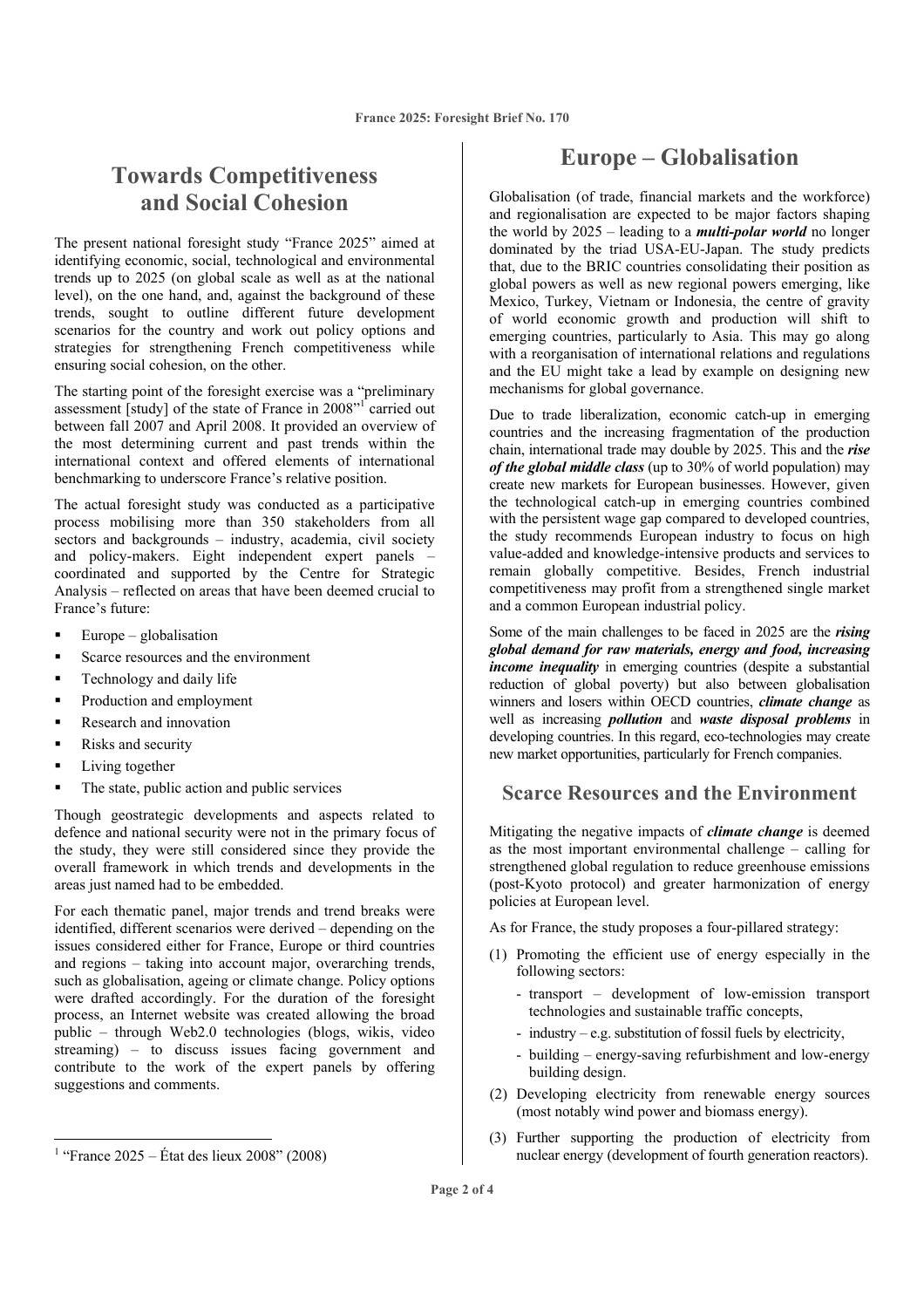## Towards Competitiveness and Social Cohesion

The present national foresight study "France 2025" aimed at identifying economic, social, technological and environmental trends up to 2025 (on global scale as well as at the national level), on the one hand, and, against the background of these trends, sought to outline different future development scenarios for the country and work out policy options and strategies for strengthening French competitiveness while ensuring social cohesion, on the other.

The starting point of the foresight exercise was a "preliminary assessment [study] of the state of France in 2008"[1] carried out between fall 2007 and April 2008. It provided an overview of the most determining current and past trends within the international context and offered elements of international benchmarking to underscore France's relative position.

The actual foresight study was conducted as a participative process mobilising more than 350 stakeholders from all sectors and backgrounds – industry, academia, civil society and policy-makers. Eight independent expert panels – coordinated and supported by the Centre for Strategic Analysis – reflected on areas that have been deemed crucial to France's future:

- Europe – globalisation
- Scarce resources and the environment
- Technology and daily life
- Production and employment
- Research and innovation
- Risks and security
- Living together
- The state, public action and public services

Though geostrategic developments and aspects related to defence and national security were not in the primary focus of the study, they were still considered since they provide the overall framework in which trends and developments in the areas just named had to be embedded.

For each thematic panel, major trends and trend breaks were identified, different scenarios were derived – depending on the issues considered either for France, Europe or third countries and regions – taking into account major, overarching trends, such as globalisation, ageing or climate change. Policy options were drafted accordingly. For the duration of the foresight process, an Internet website was created allowing the broad public – through Web2.0 technologies (blogs, wikis, video streaming) – to discuss issues facing government and contribute to the work of the expert panels by offering suggestions and comments.

[1] "France 2025 – État des lieux 2008" (2008)

## Europe – Globalisation

Globalisation (of trade, financial markets and the workforce) and regionalisation are expected to be major factors shaping the world by 2025 – leading to a ***multi-polar world*** no longer dominated by the triad USA-EU-Japan. The study predicts that, due to the BRIC countries consolidating their position as global powers as well as new regional powers emerging, like Mexico, Turkey, Vietnam or Indonesia, the centre of gravity of world economic growth and production will shift to emerging countries, particularly to Asia. This may go along with a reorganisation of international relations and regulations and the EU might take a lead by example on designing new mechanisms for global governance.

Due to trade liberalization, economic catch-up in emerging countries and the increasing fragmentation of the production chain, international trade may double by 2025. This and the ***rise of the global middle class*** (up to 30% of world population) may create new markets for European businesses. However, given the technological catch-up in emerging countries combined with the persistent wage gap compared to developed countries, the study recommends European industry to focus on high value-added and knowledge-intensive products and services to remain globally competitive. Besides, French industrial competitiveness may profit from a strengthened single market and a common European industrial policy.

Some of the main challenges to be faced in 2025 are the ***rising global demand for raw materials, energy and food, increasing income inequality*** in emerging countries (despite a substantial reduction of global poverty) but also between globalisation winners and losers within OECD countries, ***climate change*** as well as increasing ***pollution*** and ***waste disposal problems*** in developing countries. In this regard, eco-technologies may create new market opportunities, particularly for French companies.

## Scarce Resources and the Environment

Mitigating the negative impacts of ***climate change*** is deemed as the most important environmental challenge – calling for strengthened global regulation to reduce greenhouse emissions (post-Kyoto protocol) and greater harmonization of energy policies at European level.

As for France, the study proposes a four-pillared strategy:

(1) Promoting the efficient use of energy especially in the following sectors:
   - transport – development of low-emission transport technologies and sustainable traffic concepts,
   - industry – e.g. substitution of fossil fuels by electricity,
   - building – energy-saving refurbishment and low-energy building design.

(2) Developing electricity from renewable energy sources (most notably wind power and biomass energy).

(3) Further supporting the production of electricity from nuclear energy (development of fourth generation reactors).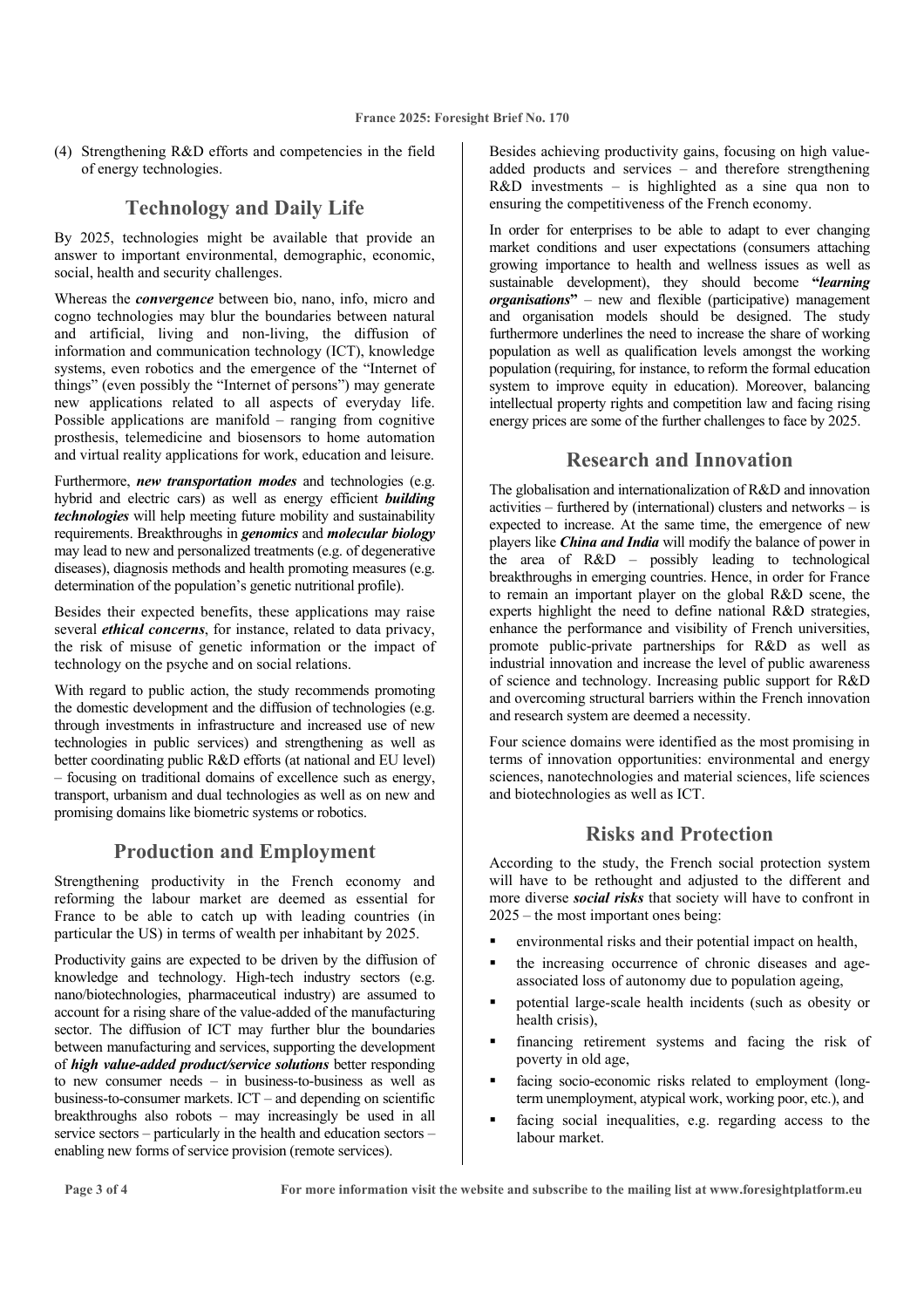(4) Strengthening R&D efforts and competencies in the field of energy technologies.

## Technology and Daily Life

By 2025, technologies might be available that provide an answer to important environmental, demographic, economic, social, health and security challenges.

Whereas the ***convergence*** between bio, nano, info, micro and cogno technologies may blur the boundaries between natural and artificial, living and non-living, the diffusion of information and communication technology (ICT), knowledge systems, even robotics and the emergence of the "Internet of things" (even possibly the "Internet of persons") may generate new applications related to all aspects of everyday life. Possible applications are manifold – ranging from cognitive prosthesis, telemedicine and biosensors to home automation and virtual reality applications for work, education and leisure.

Furthermore, ***new transportation modes*** and technologies (e.g. hybrid and electric cars) as well as energy efficient ***building technologies*** will help meeting future mobility and sustainability requirements. Breakthroughs in ***genomics*** and ***molecular biology*** may lead to new and personalized treatments (e.g. of degenerative diseases), diagnosis methods and health promoting measures (e.g. determination of the population's genetic nutritional profile).

Besides their expected benefits, these applications may raise several ***ethical concerns***, for instance, related to data privacy, the risk of misuse of genetic information or the impact of technology on the psyche and on social relations.

With regard to public action, the study recommends promoting the domestic development and the diffusion of technologies (e.g. through investments in infrastructure and increased use of new technologies in public services) and strengthening as well as better coordinating public R&D efforts (at national and EU level) – focusing on traditional domains of excellence such as energy, transport, urbanism and dual technologies as well as on new and promising domains like biometric systems or robotics.

## Production and Employment

Strengthening productivity in the French economy and reforming the labour market are deemed as essential for France to be able to catch up with leading countries (in particular the US) in terms of wealth per inhabitant by 2025.

Productivity gains are expected to be driven by the diffusion of knowledge and technology. High-tech industry sectors (e.g. nano/biotechnologies, pharmaceutical industry) are assumed to account for a rising share of the value-added of the manufacturing sector. The diffusion of ICT may further blur the boundaries between manufacturing and services, supporting the development of ***high value-added product/service solutions*** better responding to new consumer needs – in business-to-business as well as business-to-consumer markets. ICT – and depending on scientific breakthroughs also robots – may increasingly be used in all service sectors – particularly in the health and education sectors – enabling new forms of service provision (remote services).

Besides achieving productivity gains, focusing on high value-added products and services – and therefore strengthening R&D investments – is highlighted as a sine qua non to ensuring the competitiveness of the French economy.

In order for enterprises to be able to adapt to ever changing market conditions and user expectations (consumers attaching growing importance to health and wellness issues as well as sustainable development), they should become **"*learning organisations*"** – new and flexible (participative) management and organisation models should be designed. The study furthermore underlines the need to increase the share of working population as well as qualification levels amongst the working population (requiring, for instance, to reform the formal education system to improve equity in education). Moreover, balancing intellectual property rights and competition law and facing rising energy prices are some of the further challenges to face by 2025.

## Research and Innovation

The globalisation and internationalization of R&D and innovation activities – furthered by (international) clusters and networks – is expected to increase. At the same time, the emergence of new players like ***China and India*** will modify the balance of power in the area of R&D – possibly leading to technological breakthroughs in emerging countries. Hence, in order for France to remain an important player on the global R&D scene, the experts highlight the need to define national R&D strategies, enhance the performance and visibility of French universities, promote public-private partnerships for R&D as well as industrial innovation and increase the level of public awareness of science and technology. Increasing public support for R&D and overcoming structural barriers within the French innovation and research system are deemed a necessity.

Four science domains were identified as the most promising in terms of innovation opportunities: environmental and energy sciences, nanotechnologies and material sciences, life sciences and biotechnologies as well as ICT.

## Risks and Protection

According to the study, the French social protection system will have to be rethought and adjusted to the different and more diverse ***social risks*** that society will have to confront in 2025 – the most important ones being:

- environmental risks and their potential impact on health,
- the increasing occurrence of chronic diseases and age-associated loss of autonomy due to population ageing,
- potential large-scale health incidents (such as obesity or health crisis),
- financing retirement systems and facing the risk of poverty in old age,
- facing socio-economic risks related to employment (long-term unemployment, atypical work, working poor, etc.), and
- facing social inequalities, e.g. regarding access to the labour market.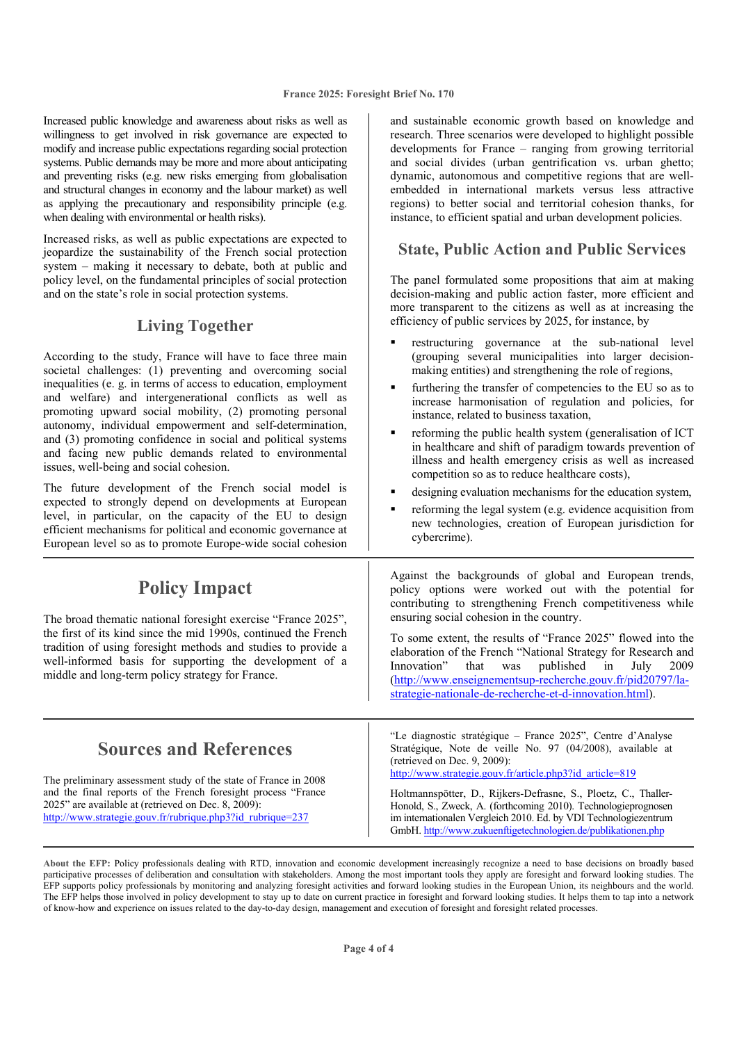Increased public knowledge and awareness about risks as well as willingness to get involved in risk governance are expected to modify and increase public expectations regarding social protection systems. Public demands may be more and more about anticipating and preventing risks (e.g. new risks emerging from globalisation and structural changes in economy and the labour market) as well as applying the precautionary and responsibility principle (e.g. when dealing with environmental or health risks).

Increased risks, as well as public expectations are expected to jeopardize the sustainability of the French social protection system – making it necessary to debate, both at public and policy level, on the fundamental principles of social protection and on the state's role in social protection systems.

## Living Together

According to the study, France will have to face three main societal challenges: (1) preventing and overcoming social inequalities (e. g. in terms of access to education, employment and welfare) and intergenerational conflicts as well as promoting upward social mobility, (2) promoting personal autonomy, individual empowerment and self-determination, and (3) promoting confidence in social and political systems and facing new public demands related to environmental issues, well-being and social cohesion.

The future development of the French social model is expected to strongly depend on developments at European level, in particular, on the capacity of the EU to design efficient mechanisms for political and economic governance at European level so as to promote Europe-wide social cohesion and sustainable economic growth based on knowledge and research. Three scenarios were developed to highlight possible developments for France – ranging from growing territorial and social divides (urban gentrification vs. urban ghetto; dynamic, autonomous and competitive regions that are well-embedded in international markets versus less attractive regions) to better social and territorial cohesion thanks, for instance, to efficient spatial and urban development policies.

## State, Public Action and Public Services

The panel formulated some propositions that aim at making decision-making and public action faster, more efficient and more transparent to the citizens as well as at increasing the efficiency of public services by 2025, for instance, by

- restructuring governance at the sub-national level (grouping several municipalities into larger decision-making entities) and strengthening the role of regions,
- furthering the transfer of competencies to the EU so as to increase harmonisation of regulation and policies, for instance, related to business taxation,
- reforming the public health system (generalisation of ICT in healthcare and shift of paradigm towards prevention of illness and health emergency crisis as well as increased competition so as to reduce healthcare costs),
- designing evaluation mechanisms for the education system,
- reforming the legal system (e.g. evidence acquisition from new technologies, creation of European jurisdiction for cybercrime).

# Policy Impact

The broad thematic national foresight exercise "France 2025", the first of its kind since the mid 1990s, continued the French tradition of using foresight methods and studies to provide a well-informed basis for supporting the development of a middle and long-term policy strategy for France.

Against the backgrounds of global and European trends, policy options were worked out with the potential for contributing to strengthening French competitiveness while ensuring social cohesion in the country.

To some extent, the results of "France 2025" flowed into the elaboration of the French "National Strategy for Research and Innovation" that was published in July 2009 (http://www.enseignementsup-recherche.gouv.fr/pid20797/la-strategie-nationale-de-recherche-et-d-innovation.html).

# Sources and References

The preliminary assessment study of the state of France in 2008 and the final reports of the French foresight process "France 2025" are available at (retrieved on Dec. 8, 2009):
http://www.strategie.gouv.fr/rubrique.php3?id_rubrique=237

"Le diagnostic stratégique – France 2025", Centre d'Analyse Stratégique, Note de veille No. 97 (04/2008), available at (retrieved on Dec. 9, 2009):
http://www.strategie.gouv.fr/article.php3?id_article=819

Holtmannspötter, D., Rijkers-Defrasne, S., Ploetz, C., Thaller-Honold, S., Zweck, A. (forthcoming 2010). Technologieprognosen im internationalen Vergleich 2010. Ed. by VDI Technologiezentrum GmbH. http://www.zukuenftigetechnologien.de/publikationen.php

**About the EFP:** Policy professionals dealing with RTD, innovation and economic development increasingly recognize a need to base decisions on broadly based participative processes of deliberation and consultation with stakeholders. Among the most important tools they apply are foresight and forward looking studies. The EFP supports policy professionals by monitoring and analyzing foresight activities and forward looking studies in the European Union, its neighbours and the world. The EFP helps those involved in policy development to stay up to date on current practice in foresight and forward looking studies. It helps them to tap into a network of know-how and experience on issues related to the day-to-day design, management and execution of foresight and foresight related processes.